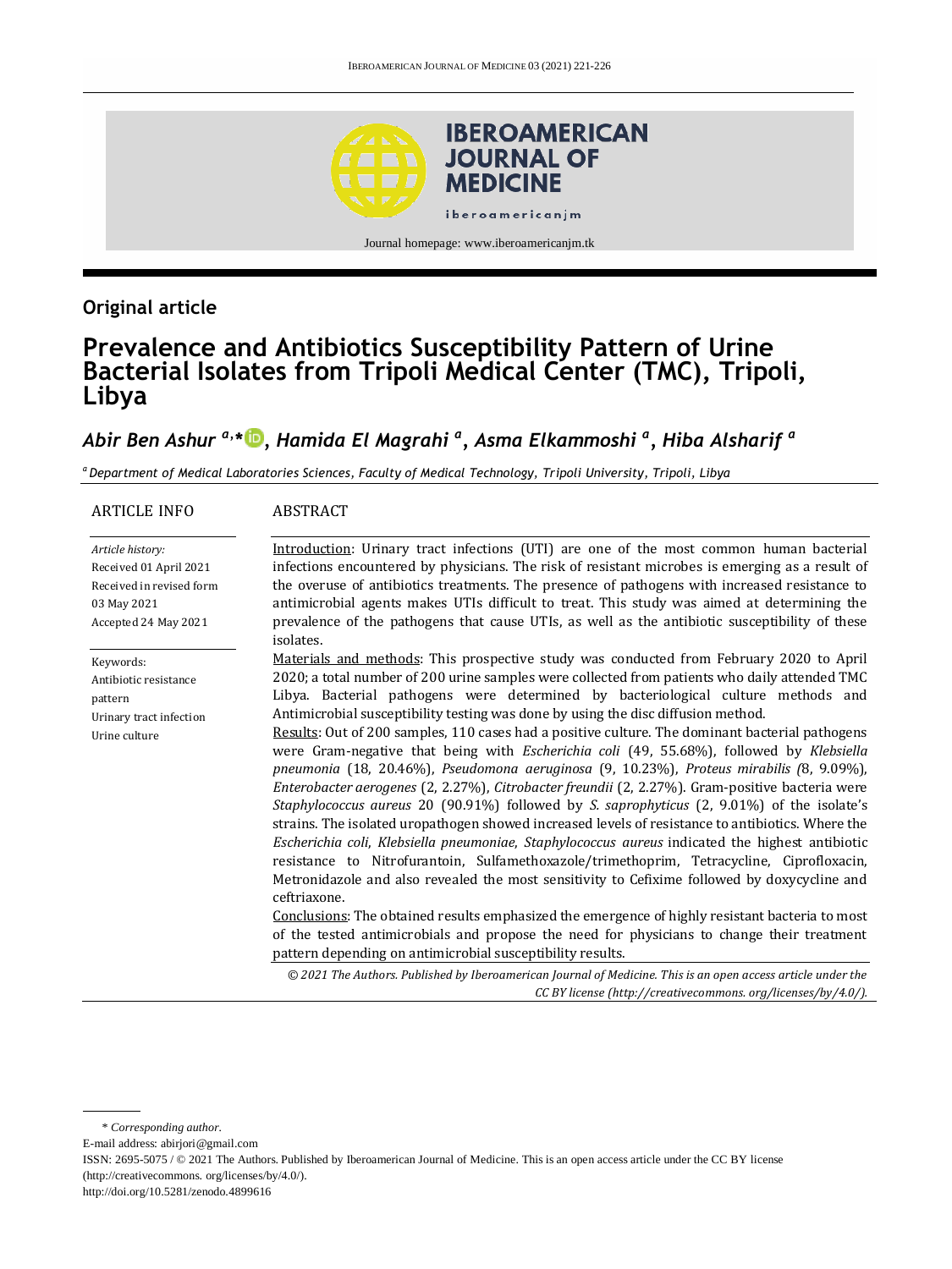**Original article**

# Prevalence and Antibiotics Susceptibility Pattern of Urine Bacterial Isolates from Tripoli Medical Center (TMC), Tripoli, Libya

***Abir Ben Ashur [a,*], Hamida El Magrahi [a], Asma Elkammoshi [a], Hiba Alsharif [a]***

[a] *Department of Medical Laboratories Sciences, Faculty of Medical Technology, Tripoli University, Tripoli, Libya*

## ARTICLE INFO

*Article history:*
Received 01 April 2021
Received in revised form 03 May 2021
Accepted 24 May 2021

Keywords:
Antibiotic resistance pattern
Urinary tract infection
Urine culture

## ABSTRACT

Introduction: Urinary tract infections (UTI) are one of the most common human bacterial infections encountered by physicians. The risk of resistant microbes is emerging as a result of the overuse of antibiotics treatments. The presence of pathogens with increased resistance to antimicrobial agents makes UTIs difficult to treat. This study was aimed at determining the prevalence of the pathogens that cause UTIs, as well as the antibiotic susceptibility of these isolates.

Materials and methods: This prospective study was conducted from February 2020 to April 2020; a total number of 200 urine samples were collected from patients who daily attended TMC Libya. Bacterial pathogens were determined by bacteriological culture methods and Antimicrobial susceptibility testing was done by using the disc diffusion method.

Results: Out of 200 samples, 110 cases had a positive culture. The dominant bacterial pathogens were Gram-negative that being with *Escherichia coli* (49, 55.68%), followed by *Klebsiella pneumonia* (18, 20.46%), *Pseudomona aeruginosa* (9, 10.23%), *Proteus mirabilis (*8, 9.09%), *Enterobacter aerogenes* (2, 2.27%), *Citrobacter freundii* (2, 2.27%). Gram-positive bacteria were *Staphylococcus aureus* 20 (90.91%) followed by *S. saprophyticus* (2, 9.01%) of the isolate's strains. The isolated uropathogen showed increased levels of resistance to antibiotics. Where the *Escherichia coli*, *Klebsiella pneumoniae*, *Staphylococcus aureus* indicated the highest antibiotic resistance to Nitrofurantoin, Sulfamethoxazole/trimethoprim, Tetracycline, Ciprofloxacin, Metronidazole and also revealed the most sensitivity to Cefixime followed by doxycycline and ceftriaxone.

Conclusions: The obtained results emphasized the emergence of highly resistant bacteria to most of the tested antimicrobials and propose the need for physicians to change their treatment pattern depending on antimicrobial susceptibility results.

*© 2021 The Authors. Published by Iberoamerican Journal of Medicine. This is an open access article under the CC BY license (http://creativecommons. org/licenses/by/4.0/).*

---

\* *Corresponding author.*
E-mail address: abirjori@gmail.com
ISSN: 2695-5075 / © 2021 The Authors. Published by Iberoamerican Journal of Medicine. This is an open access article under the CC BY license (http://creativecommons. org/licenses/by/4.0/).
http://doi.org/10.5281/zenodo.4899616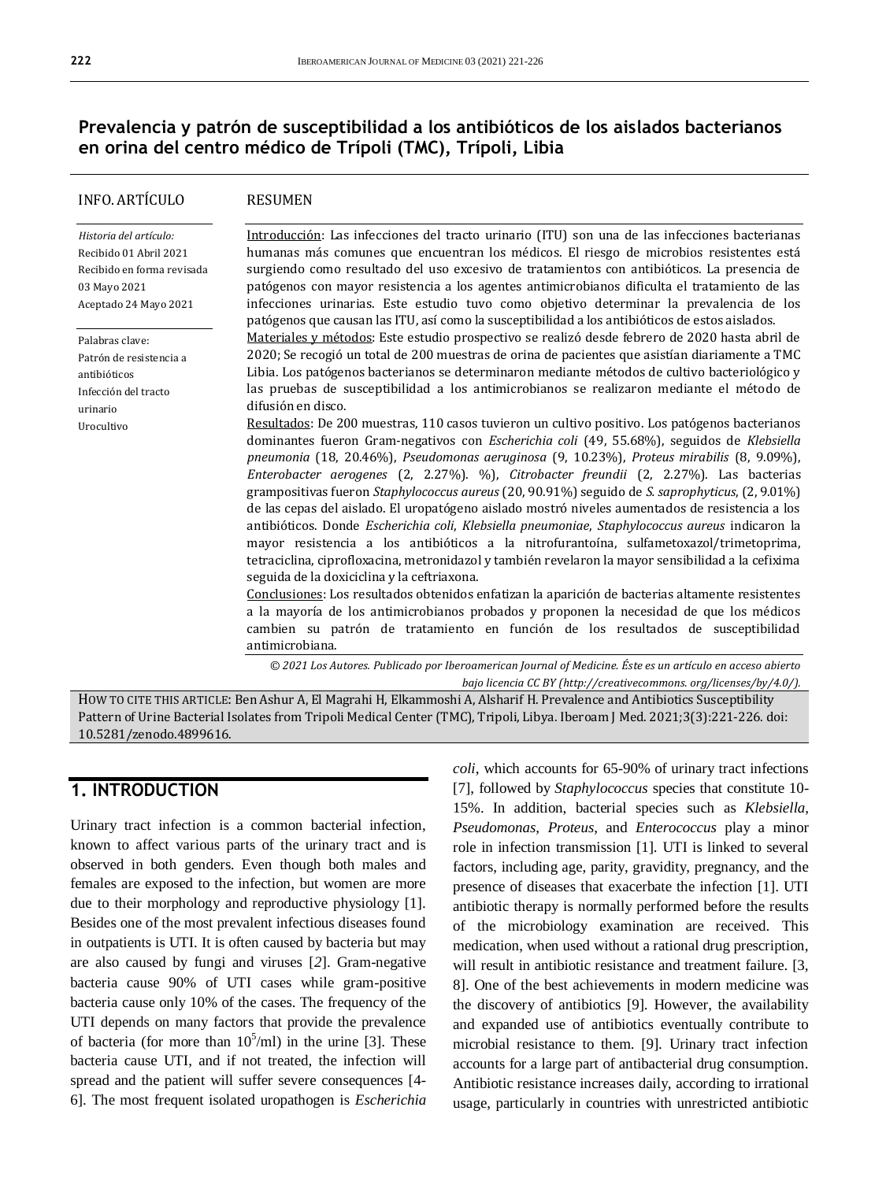## Prevalencia y patrón de susceptibilidad a los antibióticos de los aislados bacterianos en orina del centro médico de Trípoli (TMC), Trípoli, Libia

INFO. ARTÍCULO

*Historia del artículo:*
Recibido 01 Abril 2021
Recibido en forma revisada 03 Mayo 2021
Aceptado 24 Mayo 2021

Palabras clave:
Patrón de resistencia a antibióticos
Infección del tracto urinario
Urocultivo

RESUMEN

Introducción: Las infecciones del tracto urinario (ITU) son una de las infecciones bacterianas humanas más comunes que encuentran los médicos. El riesgo de microbios resistentes está surgiendo como resultado del uso excesivo de tratamientos con antibióticos. La presencia de patógenos con mayor resistencia a los agentes antimicrobianos dificulta el tratamiento de las infecciones urinarias. Este estudio tuvo como objetivo determinar la prevalencia de los patógenos que causan las ITU, así como la susceptibilidad a los antibióticos de estos aislados.
Materiales y métodos: Este estudio prospectivo se realizó desde febrero de 2020 hasta abril de 2020; Se recogió un total de 200 muestras de orina de pacientes que asistían diariamente a TMC Libia. Los patógenos bacterianos se determinaron mediante métodos de cultivo bacteriológico y las pruebas de susceptibilidad a los antimicrobianos se realizaron mediante el método de difusión en disco.
Resultados: De 200 muestras, 110 casos tuvieron un cultivo positivo. Los patógenos bacterianos dominantes fueron Gram-negativos con *Escherichia coli* (49, 55.68%), seguidos de *Klebsiella pneumonia* (18, 20.46%), *Pseudomonas aeruginosa* (9, 10.23%), *Proteus mirabilis* (8, 9.09%), *Enterobacter aerogenes* (2, 2.27%). %), *Citrobacter freundii* (2, 2.27%). Las bacterias grampositivas fueron *Staphylococcus aureus* (20, 90.91%) seguido de *S. saprophyticus*, (2, 9.01%) de las cepas del aislado. El uropatógeno aislado mostró niveles aumentados de resistencia a los antibióticos. Donde *Escherichia coli*, *Klebsiella pneumoniae*, *Staphylococcus aureus* indicaron la mayor resistencia a los antibióticos a la nitrofurantoína, sulfametoxazol/trimetoprima, tetraciclina, ciprofloxacina, metronidazol y también revelaron la mayor sensibilidad a la cefixima seguida de la doxiciclina y la ceftriaxona.
Conclusiones: Los resultados obtenidos enfatizan la aparición de bacterias altamente resistentes a la mayoría de los antimicrobianos probados y proponen la necesidad de que los médicos cambien su patrón de tratamiento en función de los resultados de susceptibilidad antimicrobiana.

*© 2021 Los Autores. Publicado por Iberoamerican Journal of Medicine. Éste es un artículo en acceso abierto bajo licencia CC BY (http://creativecommons.org/licenses/by/4.0/).*

HOW TO CITE THIS ARTICLE: Ben Ashur A, El Magrahi H, Elkammoshi A, Alsharif H. Prevalence and Antibiotics Susceptibility Pattern of Urine Bacterial Isolates from Tripoli Medical Center (TMC), Tripoli, Libya. Iberoam J Med. 2021;3(3):221-226. doi: 10.5281/zenodo.4899616.

## 1. INTRODUCTION

Urinary tract infection is a common bacterial infection, known to affect various parts of the urinary tract and is observed in both genders. Even though both males and females are exposed to the infection, but women are more due to their morphology and reproductive physiology [1]. Besides one of the most prevalent infectious diseases found in outpatients is UTI. It is often caused by bacteria but may are also caused by fungi and viruses [2]. Gram-negative bacteria cause 90% of UTI cases while gram-positive bacteria cause only 10% of the cases. The frequency of the UTI depends on many factors that provide the prevalence of bacteria (for more than $10^5$/ml) in the urine [3]. These bacteria cause UTI, and if not treated, the infection will spread and the patient will suffer severe consequences [4-6]. The most frequent isolated uropathogen is *Escherichia coli*, which accounts for 65-90% of urinary tract infections [7], followed by *Staphylococcus* species that constitute 10-15%. In addition, bacterial species such as *Klebsiella*, *Pseudomonas*, *Proteus*, and *Enterococcus* play a minor role in infection transmission [1]. UTI is linked to several factors, including age, parity, gravidity, pregnancy, and the presence of diseases that exacerbate the infection [1]. UTI antibiotic therapy is normally performed before the results of the microbiology examination are received. This medication, when used without a rational drug prescription, will result in antibiotic resistance and treatment failure. [3, 8]. One of the best achievements in modern medicine was the discovery of antibiotics [9]. However, the availability and expanded use of antibiotics eventually contribute to microbial resistance to them. [9]. Urinary tract infection accounts for a large part of antibacterial drug consumption. Antibiotic resistance increases daily, according to irrational usage, particularly in countries with unrestricted antibiotic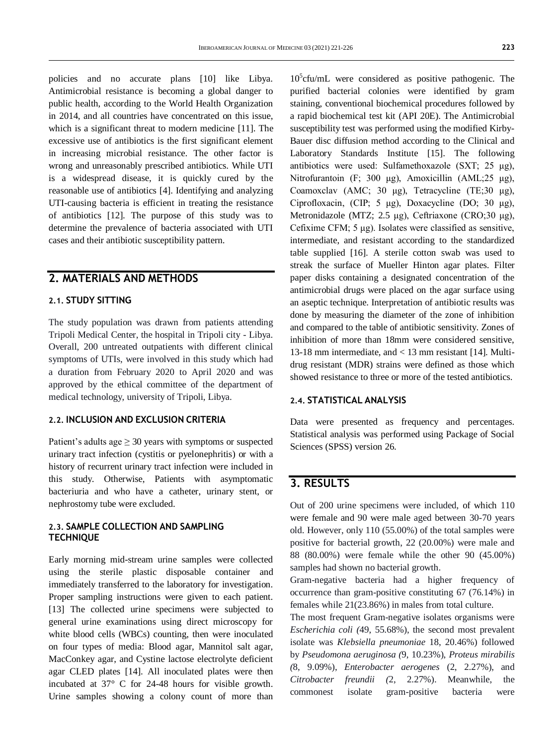policies and no accurate plans [10] like Libya. Antimicrobial resistance is becoming a global danger to public health, according to the World Health Organization in 2014, and all countries have concentrated on this issue, which is a significant threat to modern medicine [11]. The excessive use of antibiotics is the first significant element in increasing microbial resistance. The other factor is wrong and unreasonably prescribed antibiotics. While UTI is a widespread disease, it is quickly cured by the reasonable use of antibiotics [4]. Identifying and analyzing UTI-causing bacteria is efficient in treating the resistance of antibiotics [12]. The purpose of this study was to determine the prevalence of bacteria associated with UTI cases and their antibiotic susceptibility pattern.

## 2. MATERIALS AND METHODS

### 2.1. STUDY SITTING

The study population was drawn from patients attending Tripoli Medical Center, the hospital in Tripoli city - Libya. Overall, 200 untreated outpatients with different clinical symptoms of UTIs, were involved in this study which had a duration from February 2020 to April 2020 and was approved by the ethical committee of the department of medical technology, university of Tripoli, Libya.

### 2.2. INCLUSION AND EXCLUSION CRITERIA

Patient's adults age ≥ 30 years with symptoms or suspected urinary tract infection (cystitis or pyelonephritis) or with a history of recurrent urinary tract infection were included in this study. Otherwise, Patients with asymptomatic bacteriuria and who have a catheter, urinary stent, or nephrostomy tube were excluded.

### 2.3. SAMPLE COLLECTION AND SAMPLING TECHNIQUE

Early morning mid-stream urine samples were collected using the sterile plastic disposable container and immediately transferred to the laboratory for investigation. Proper sampling instructions were given to each patient. [13] The collected urine specimens were subjected to general urine examinations using direct microscopy for white blood cells (WBCs) counting, then were inoculated on four types of media: Blood agar, Mannitol salt agar, MacConkey agar, and Cystine lactose electrolyte deficient agar CLED plates [14]. All inoculated plates were then incubated at 37° C for 24-48 hours for visible growth. Urine samples showing a colony count of more than $10^5$cfu/mL were considered as positive pathogenic. The purified bacterial colonies were identified by gram staining, conventional biochemical procedures followed by a rapid biochemical test kit (API 20E). The Antimicrobial susceptibility test was performed using the modified Kirby-Bauer disc diffusion method according to the Clinical and Laboratory Standards Institute [15]. The following antibiotics were used: Sulfamethoxazole (SXT; 25 μg), Nitrofurantoin (F; 300 μg), Amoxicillin (AML;25 μg), Coamoxclav (AMC; 30 μg), Tetracycline (TE;30 μg), Ciprofloxacin, (CIP; 5 μg), Doxacycline (DO; 30 μg), Metronidazole (MTZ; 2.5 μg), Ceftriaxone (CRO;30 μg), Cefixime CFM; 5 μg). Isolates were classified as sensitive, intermediate, and resistant according to the standardized table supplied [16]. A sterile cotton swab was used to streak the surface of Mueller Hinton agar plates. Filter paper disks containing a designated concentration of the antimicrobial drugs were placed on the agar surface using an aseptic technique. Interpretation of antibiotic results was done by measuring the diameter of the zone of inhibition and compared to the table of antibiotic sensitivity. Zones of inhibition of more than 18mm were considered sensitive, 13-18 mm intermediate, and < 13 mm resistant [14]. Multi-drug resistant (MDR) strains were defined as those which showed resistance to three or more of the tested antibiotics.

### 2.4. STATISTICAL ANALYSIS

Data were presented as frequency and percentages. Statistical analysis was performed using Package of Social Sciences (SPSS) version 26.

## 3. RESULTS

Out of 200 urine specimens were included, of which 110 were female and 90 were male aged between 30-70 years old. However, only 110 (55.00%) of the total samples were positive for bacterial growth, 22 (20.00%) were male and 88 (80.00%) were female while the other 90 (45.00%) samples had shown no bacterial growth.

Gram-negative bacteria had a higher frequency of occurrence than gram-positive constituting 67 (76.14%) in females while 21(23.86%) in males from total culture.

The most frequent Gram-negative isolates organisms were *Escherichia coli (*49, 55.68%), the second most prevalent isolate was *Klebsiella pneumoniae* 18, 20.46%) followed by *Pseudomona aeruginosa (*9, 10.23%), *Proteus mirabilis (*8, 9.09%), *Enterobacter aerogenes* (2, 2.27%), and *Citrobacter freundii (*2, 2.27%). Meanwhile, the commonest isolate gram-positive bacteria were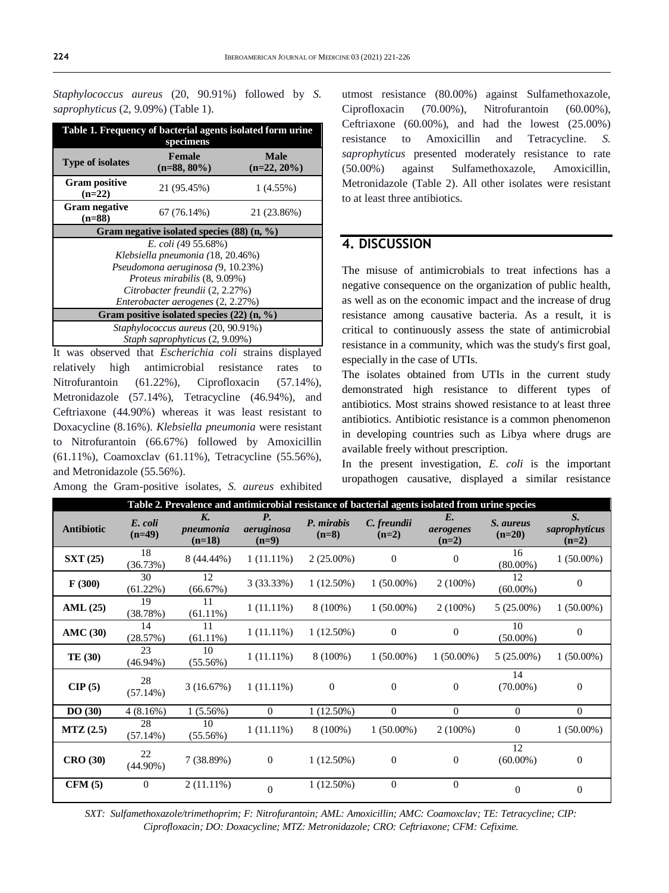*Staphylococcus aureus* (20, 90.91%) followed by *S. saprophyticus* (2, 9.09%) (Table 1).

| Table 1. Frequency of bacterial agents isolated form urine specimens | | |
|---|---|---|
| **Type of isolates** | **Female (n=88, 80%)** | **Male (n=22, 20%)** |
| **Gram positive (n=22)** | 21 (95.45%) | 1 (4.55%) |
| **Gram negative (n=88)** | 67 (76.14%) | 21 (23.86%) |
| **Gram negative isolated species (88) (n, %)** | | |
| *E. coli (*49 55.68%) | | |
| *Klebsiella pneumonia (*18, 20.46%) | | |
| *Pseudomona aeruginosa (*9, 10.23%) | | |
| *Proteus mirabilis* (8, 9.09%) | | |
| *Citrobacter freundii* (2, 2.27%) | | |
| *Enterobacter aerogenes* (2, 2.27%) | | |
| **Gram positive isolated species (22) (n, %)** | | |
| *Staphylococcus aureus* (20, 90.91%) | | |
| *Staph saprophyticus* (2, 9.09%) | | |

It was observed that *Escherichia coli* strains displayed relatively high antimicrobial resistance rates to Nitrofurantoin (61.22%), Ciprofloxacin (57.14%), Metronidazole (57.14%), Tetracycline (46.94%), and Ceftriaxone (44.90%) whereas it was least resistant to Doxacycline (8.16%). *Klebsiella pneumonia* were resistant to Nitrofurantoin (66.67%) followed by Amoxicillin (61.11%), Coamoxclav (61.11%), Tetracycline (55.56%), and Metronidazole (55.56%).

Among the Gram-positive isolates, *S. aureus* exhibited utmost resistance (80.00%) against Sulfamethoxazole, Ciprofloxacin (70.00%), Nitrofurantoin (60.00%), Ceftriaxone (60.00%), and had the lowest (25.00%) resistance to Amoxicillin and Tetracycline. *S. saprophyticus* presented moderately resistance to rate (50.00%) against Sulfamethoxazole, Amoxicillin, Metronidazole (Table 2). All other isolates were resistant to at least three antibiotics.

## 4. DISCUSSION

The misuse of antimicrobials to treat infections has a negative consequence on the organization of public health, as well as on the economic impact and the increase of drug resistance among causative bacteria. As a result, it is critical to continuously assess the state of antimicrobial resistance in a community, which was the study's first goal, especially in the case of UTIs.

The isolates obtained from UTIs in the current study demonstrated high resistance to different types of antibiotics. Most strains showed resistance to at least three antibiotics. Antibiotic resistance is a common phenomenon in developing countries such as Libya where drugs are available freely without prescription.

In the present investigation, *E. coli* is the important uropathogen causative, displayed a similar resistance

**Table 2. Prevalence and antimicrobial resistance of bacterial agents isolated from urine species**

| Antibiotic | *E. coli* (n=49) | *K. pneumonia* (n=18) | *P. aeruginosa* (n=9) | *P. mirabis* (n=8) | *C. freundii* (n=2) | *E. aerogenes* (n=2) | *S. aureus* (n=20) | *S. saprophyticus* (n=2) |
|---|---|---|---|---|---|---|---|---|
| **SXT (25)** | 18 (36.73%) | 8 (44.44%) | 1 (11.11%) | 2 (25.00%) | 0 | 0 | 16 (80.00%) | 1 (50.00%) |
| **F (300)** | 30 (61.22%) | 12 (66.67%) | 3 (33.33%) | 1 (12.50%) | 1 (50.00%) | 2 (100%) | 12 (60.00%) | 0 |
| **AML (25)** | 19 (38.78%) | 11 (61.11%) | 1 (11.11%) | 8 (100%) | 1 (50.00%) | 2 (100%) | 5 (25.00%) | 1 (50.00%) |
| **AMC (30)** | 14 (28.57%) | 11 (61.11%) | 1 (11.11%) | 1 (12.50%) | 0 | 0 | 10 (50.00%) | 0 |
| **TE (30)** | 23 (46.94%) | 10 (55.56%) | 1 (11.11%) | 8 (100%) | 1 (50.00%) | 1 (50.00%) | 5 (25.00%) | 1 (50.00%) |
| **CIP (5)** | 28 (57.14%) | 3 (16.67%) | 1 (11.11%) | 0 | 0 | 0 | 14 (70.00%) | 0 |
| **DO (30)** | 4 (8.16%) | 1 (5.56%) | 0 | 1 (12.50%) | 0 | 0 | 0 | 0 |
| **MTZ (2.5)** | 28 (57.14%) | 10 (55.56%) | 1 (11.11%) | 8 (100%) | 1 (50.00%) | 2 (100%) | 0 | 1 (50.00%) |
| **CRO (30)** | 22 (44.90%) | 7 (38.89%) | 0 | 1 (12.50%) | 0 | 0 | 12 (60.00%) | 0 |
| **CFM (5)** | 0 | 2 (11.11%) | 0 | 1 (12.50%) | 0 | 0 | 0 | 0 |

*SXT: Sulfamethoxazole/trimethoprim; F: Nitrofurantoin; AML: Amoxicillin; AMC: Coamoxclav; TE: Tetracycline; CIP: Ciprofloxacin; DO: Doxacycline; MTZ: Metronidazole; CRO: Ceftriaxone; CFM: Cefixime.*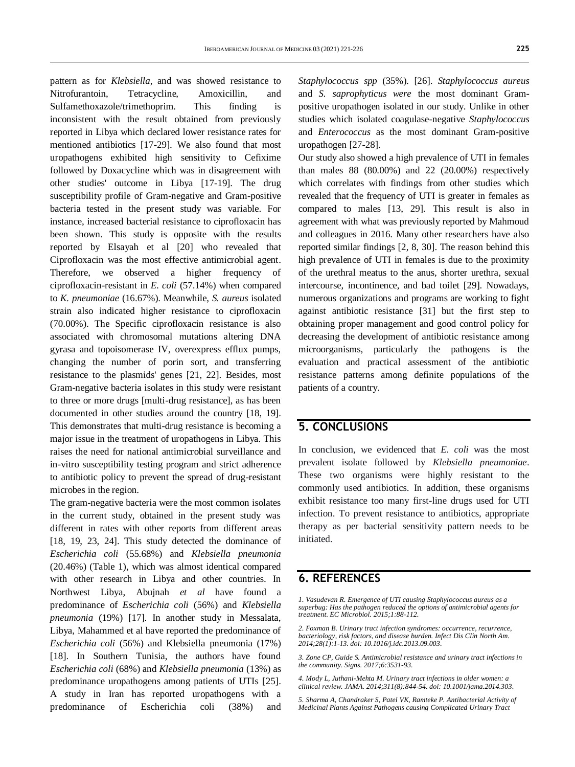pattern as for *Klebsiella*, and was showed resistance to Nitrofurantoin, Tetracycline, Amoxicillin, and Sulfamethoxazole/trimethoprim. This finding is inconsistent with the result obtained from previously reported in Libya which declared lower resistance rates for mentioned antibiotics [17-29]. We also found that most uropathogens exhibited high sensitivity to Cefixime followed by Doxacycline which was in disagreement with other studies' outcome in Libya [17-19]. The drug susceptibility profile of Gram-negative and Gram-positive bacteria tested in the present study was variable. For instance, increased bacterial resistance to ciprofloxacin has been shown. This study is opposite with the results reported by Elsayah et al [20] who revealed that Ciprofloxacin was the most effective antimicrobial agent. Therefore, we observed a higher frequency of ciprofloxacin-resistant in *E. coli* (57.14%) when compared to *K. pneumoniae* (16.67%). Meanwhile, *S. aureus* isolated strain also indicated higher resistance to ciprofloxacin (70.00%). The Specific ciprofloxacin resistance is also associated with chromosomal mutations altering DNA gyrasa and topoisomerase IV, overexpress efflux pumps, changing the number of porin sort, and transferring resistance to the plasmids' genes [21, 22]. Besides, most Gram-negative bacteria isolates in this study were resistant to three or more drugs [multi-drug resistance], as has been documented in other studies around the country [18, 19]. This demonstrates that multi-drug resistance is becoming a major issue in the treatment of uropathogens in Libya. This raises the need for national antimicrobial surveillance and in-vitro susceptibility testing program and strict adherence to antibiotic policy to prevent the spread of drug-resistant microbes in the region.

The gram-negative bacteria were the most common isolates in the current study, obtained in the present study was different in rates with other reports from different areas [18, 19, 23, 24]. This study detected the dominance of *Escherichia coli* (55.68%) and *Klebsiella pneumonia* (20.46%) (Table 1), which was almost identical compared with other research in Libya and other countries. In Northwest Libya, Abujnah *et al* have found a predominance of *Escherichia coli* (56%) and *Klebsiella pneumonia* (19%) [17]. In another study in Messalata, Libya, Mahammed et al have reported the predominance of *Escherichia coli* (56%) and Klebsiella pneumonia (17%) [18]. In Southern Tunisia, the authors have found *Escherichia coli* (68%) and *Klebsiella pneumonia* (13%) as predominance uropathogens among patients of UTIs [25]. A study in Iran has reported uropathogens with a predominance of Escherichia coli (38%) and *Staphylococcus spp* (35%). [26]. *Staphylococcus aureus* and *S. saprophyticus were* the most dominant Gram-positive uropathogen isolated in our study. Unlike in other studies which isolated coagulase-negative *Staphylococcus* and *Enterococcus* as the most dominant Gram-positive uropathogen [27-28].

Our study also showed a high prevalence of UTI in females than males 88 (80.00%) and 22 (20.00%) respectively which correlates with findings from other studies which revealed that the frequency of UTI is greater in females as compared to males [13, 29]. This result is also in agreement with what was previously reported by Mahmoud and colleagues in 2016. Many other researchers have also reported similar findings [2, 8, 30]. The reason behind this high prevalence of UTI in females is due to the proximity of the urethral meatus to the anus, shorter urethra, sexual intercourse, incontinence, and bad toilet [29]. Nowadays, numerous organizations and programs are working to fight against antibiotic resistance [31] but the first step to obtaining proper management and good control policy for decreasing the development of antibiotic resistance among microorganisms, particularly the pathogens is the evaluation and practical assessment of the antibiotic resistance patterns among definite populations of the patients of a country.

## 5. CONCLUSIONS

In conclusion, we evidenced that *E. coli* was the most prevalent isolate followed by *Klebsiella pneumoniae*. These two organisms were highly resistant to the commonly used antibiotics. In addition, these organisms exhibit resistance too many first-line drugs used for UTI infection. To prevent resistance to antibiotics, appropriate therapy as per bacterial sensitivity pattern needs to be initiated.

## 6. REFERENCES

*1. Vasudevan R. Emergence of UTI causing Staphylococcus aureus as a superbug: Has the pathogen reduced the options of antimicrobial agents for treatment. EC Microbiol. 2015;1:88-112.*

*2. Foxman B. Urinary tract infection syndromes: occurrence, recurrence, bacteriology, risk factors, and disease burden. Infect Dis Clin North Am. 2014;28(1):1-13. doi: 10.1016/j.idc.2013.09.003.*

*3. Zone CP, Guide S. Antimicrobial resistance and urinary tract infections in the community. Signs. 2017;6:3531-93.*

*4. Mody L, Juthani-Mehta M. Urinary tract infections in older women: a clinical review. JAMA. 2014;311(8):844-54. doi: 10.1001/jama.2014.303.*

*5. Sharma A, Chandraker S, Patel VK, Ramteke P. Antibacterial Activity of Medicinal Plants Against Pathogens causing Complicated Urinary Tract*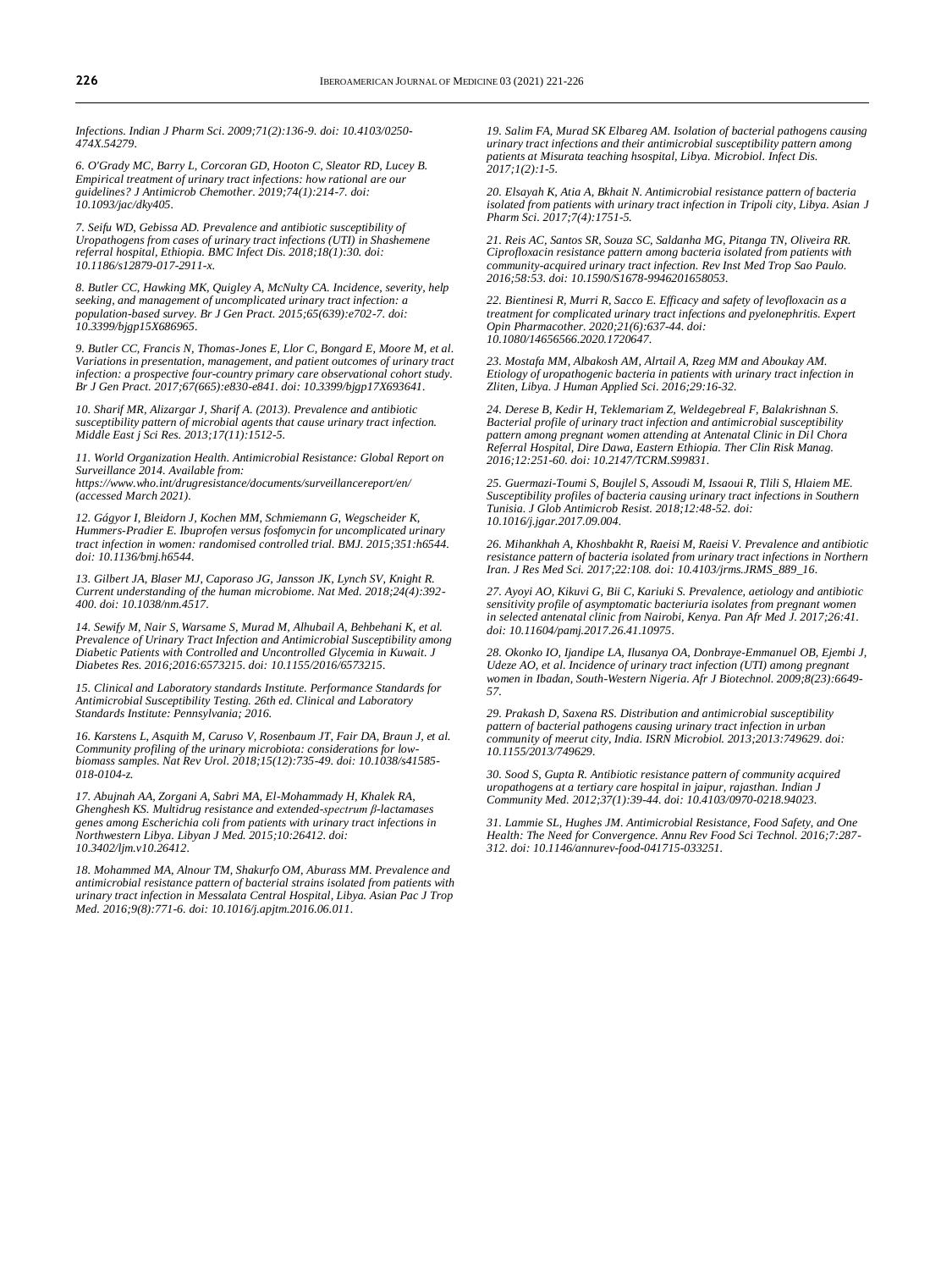*Infections. Indian J Pharm Sci. 2009;71(2):136-9. doi: 10.4103/0250-474X.54279.*

*6. O'Grady MC, Barry L, Corcoran GD, Hooton C, Sleator RD, Lucey B. Empirical treatment of urinary tract infections: how rational are our guidelines? J Antimicrob Chemother. 2019;74(1):214-7. doi: 10.1093/jac/dky405.*

*7. Seifu WD, Gebissa AD. Prevalence and antibiotic susceptibility of Uropathogens from cases of urinary tract infections (UTI) in Shashemene referral hospital, Ethiopia. BMC Infect Dis. 2018;18(1):30. doi: 10.1186/s12879-017-2911-x.*

*8. Butler CC, Hawking MK, Quigley A, McNulty CA. Incidence, severity, help seeking, and management of uncomplicated urinary tract infection: a population-based survey. Br J Gen Pract. 2015;65(639):e702-7. doi: 10.3399/bjgp15X686965.*

*9. Butler CC, Francis N, Thomas-Jones E, Llor C, Bongard E, Moore M, et al. Variations in presentation, management, and patient outcomes of urinary tract infection: a prospective four-country primary care observational cohort study. Br J Gen Pract. 2017;67(665):e830-e841. doi: 10.3399/bjgp17X693641.*

*10. Sharif MR, Alizargar J, Sharif A. (2013). Prevalence and antibiotic susceptibility pattern of microbial agents that cause urinary tract infection. Middle East j Sci Res. 2013;17(11):1512-5.*

*11. World Organization Health. Antimicrobial Resistance: Global Report on Surveillance 2014. Available from: https://www.who.int/drugresistance/documents/surveillancereport/en/ (accessed March 2021).*

*12. Gágyor I, Bleidorn J, Kochen MM, Schmiemann G, Wegscheider K, Hummers-Pradier E. Ibuprofen versus fosfomycin for uncomplicated urinary tract infection in women: randomised controlled trial. BMJ. 2015;351:h6544. doi: 10.1136/bmj.h6544.*

*13. Gilbert JA, Blaser MJ, Caporaso JG, Jansson JK, Lynch SV, Knight R. Current understanding of the human microbiome. Nat Med. 2018;24(4):392-400. doi: 10.1038/nm.4517.*

*14. Sewify M, Nair S, Warsame S, Murad M, Alhubail A, Behbehani K, et al. Prevalence of Urinary Tract Infection and Antimicrobial Susceptibility among Diabetic Patients with Controlled and Uncontrolled Glycemia in Kuwait. J Diabetes Res. 2016;2016:6573215. doi: 10.1155/2016/6573215.*

*15. Clinical and Laboratory standards Institute. Performance Standards for Antimicrobial Susceptibility Testing. 26th ed. Clinical and Laboratory Standards Institute: Pennsylvania; 2016.*

*16. Karstens L, Asquith M, Caruso V, Rosenbaum JT, Fair DA, Braun J, et al. Community profiling of the urinary microbiota: considerations for low-biomass samples. Nat Rev Urol. 2018;15(12):735-49. doi: 10.1038/s41585-018-0104-z.*

*17. Abujnah AA, Zorgani A, Sabri MA, El-Mohammady H, Khalek RA, Ghenghesh KS. Multidrug resistance and extended-spectrum β-lactamases genes among Escherichia coli from patients with urinary tract infections in Northwestern Libya. Libyan J Med. 2015;10:26412. doi: 10.3402/ljm.v10.26412.*

*18. Mohammed MA, Alnour TM, Shakurfo OM, Aburass MM. Prevalence and antimicrobial resistance pattern of bacterial strains isolated from patients with urinary tract infection in Messalata Central Hospital, Libya. Asian Pac J Trop Med. 2016;9(8):771-6. doi: 10.1016/j.apjtm.2016.06.011.*

*19. Salim FA, Murad SK Elbareg AM. Isolation of bacterial pathogens causing urinary tract infections and their antimicrobial susceptibility pattern among patients at Misurata teaching hsospital, Libya. Microbiol. Infect Dis. 2017;1(2):1-5.*

*20. Elsayah K, Atia A, Bkhait N. Antimicrobial resistance pattern of bacteria isolated from patients with urinary tract infection in Tripoli city, Libya. Asian J Pharm Sci. 2017;7(4):1751-5.*

*21. Reis AC, Santos SR, Souza SC, Saldanha MG, Pitanga TN, Oliveira RR. Ciprofloxacin resistance pattern among bacteria isolated from patients with community-acquired urinary tract infection. Rev Inst Med Trop Sao Paulo. 2016;58:53. doi: 10.1590/S1678-9946201658053.*

*22. Bientinesi R, Murri R, Sacco E. Efficacy and safety of levofloxacin as a treatment for complicated urinary tract infections and pyelonephritis. Expert Opin Pharmacother. 2020;21(6):637-44. doi: 10.1080/14656566.2020.1720647.*

*23. Mostafa MM, Albakosh AM, Alrtail A, Rzeg MM and Aboukay AM. Etiology of uropathogenic bacteria in patients with urinary tract infection in Zliten, Libya. J Human Applied Sci. 2016;29:16-32.*

*24. Derese B, Kedir H, Teklemariam Z, Weldegebreal F, Balakrishnan S. Bacterial profile of urinary tract infection and antimicrobial susceptibility pattern among pregnant women attending at Antenatal Clinic in Dil Chora Referral Hospital, Dire Dawa, Eastern Ethiopia. Ther Clin Risk Manag. 2016;12:251-60. doi: 10.2147/TCRM.S99831.*

*25. Guermazi-Toumi S, Boujlel S, Assoudi M, Issaoui R, Tlili S, Hlaiem ME. Susceptibility profiles of bacteria causing urinary tract infections in Southern Tunisia. J Glob Antimicrob Resist. 2018;12:48-52. doi: 10.1016/j.jgar.2017.09.004.*

*26. Mihankhah A, Khoshbakht R, Raeisi M, Raeisi V. Prevalence and antibiotic resistance pattern of bacteria isolated from urinary tract infections in Northern Iran. J Res Med Sci. 2017;22:108. doi: 10.4103/jrms.JRMS_889_16.*

*27. Ayoyi AO, Kikuvi G, Bii C, Kariuki S. Prevalence, aetiology and antibiotic sensitivity profile of asymptomatic bacteriuria isolates from pregnant women in selected antenatal clinic from Nairobi, Kenya. Pan Afr Med J. 2017;26:41. doi: 10.11604/pamj.2017.26.41.10975.*

*28. Okonko IO, Ijandipe LA, Ilusanya OA, Donbraye-Emmanuel OB, Ejembi J, Udeze AO, et al. Incidence of urinary tract infection (UTI) among pregnant women in Ibadan, South-Western Nigeria. Afr J Biotechnol. 2009;8(23):6649-57.*

*29. Prakash D, Saxena RS. Distribution and antimicrobial susceptibility pattern of bacterial pathogens causing urinary tract infection in urban community of meerut city, India. ISRN Microbiol. 2013;2013:749629. doi: 10.1155/2013/749629.*

*30. Sood S, Gupta R. Antibiotic resistance pattern of community acquired uropathogens at a tertiary care hospital in jaipur, rajasthan. Indian J Community Med. 2012;37(1):39-44. doi: 10.4103/0970-0218.94023.*

*31. Lammie SL, Hughes JM. Antimicrobial Resistance, Food Safety, and One Health: The Need for Convergence. Annu Rev Food Sci Technol. 2016;7:287-312. doi: 10.1146/annurev-food-041715-033251.*